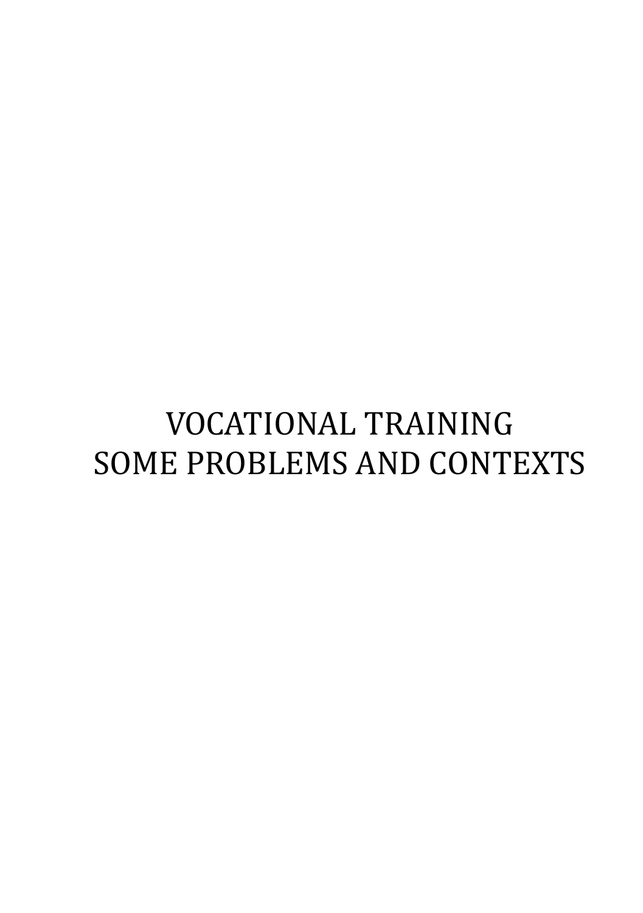# VOCATIONAL TRAINING
# SOME PROBLEMS AND CONTEXTS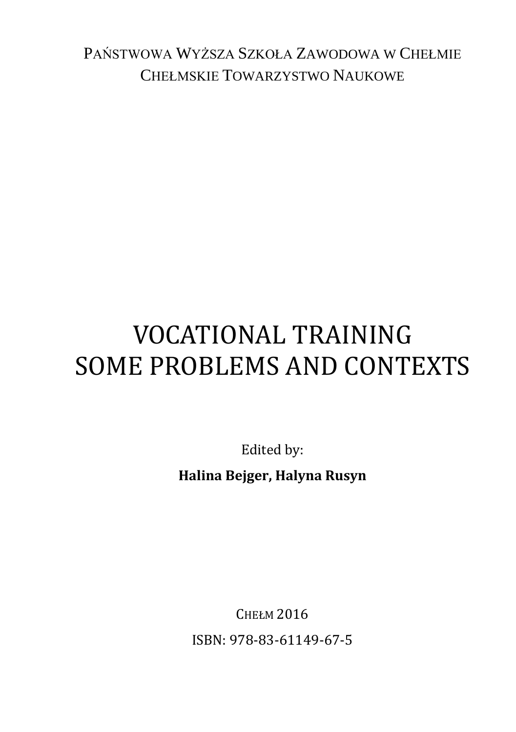PAŃSTWOWA WYŻSZA SZKOŁA ZAWODOWA W CHEŁMIE
CHEŁMSKIE TOWARZYSTWO NAUKOWE

# VOCATIONAL TRAINING SOME PROBLEMS AND CONTEXTS

Edited by:

**Halina Bejger, Halyna Rusyn**

CHEŁM 2016

ISBN: 978-83-61149-67-5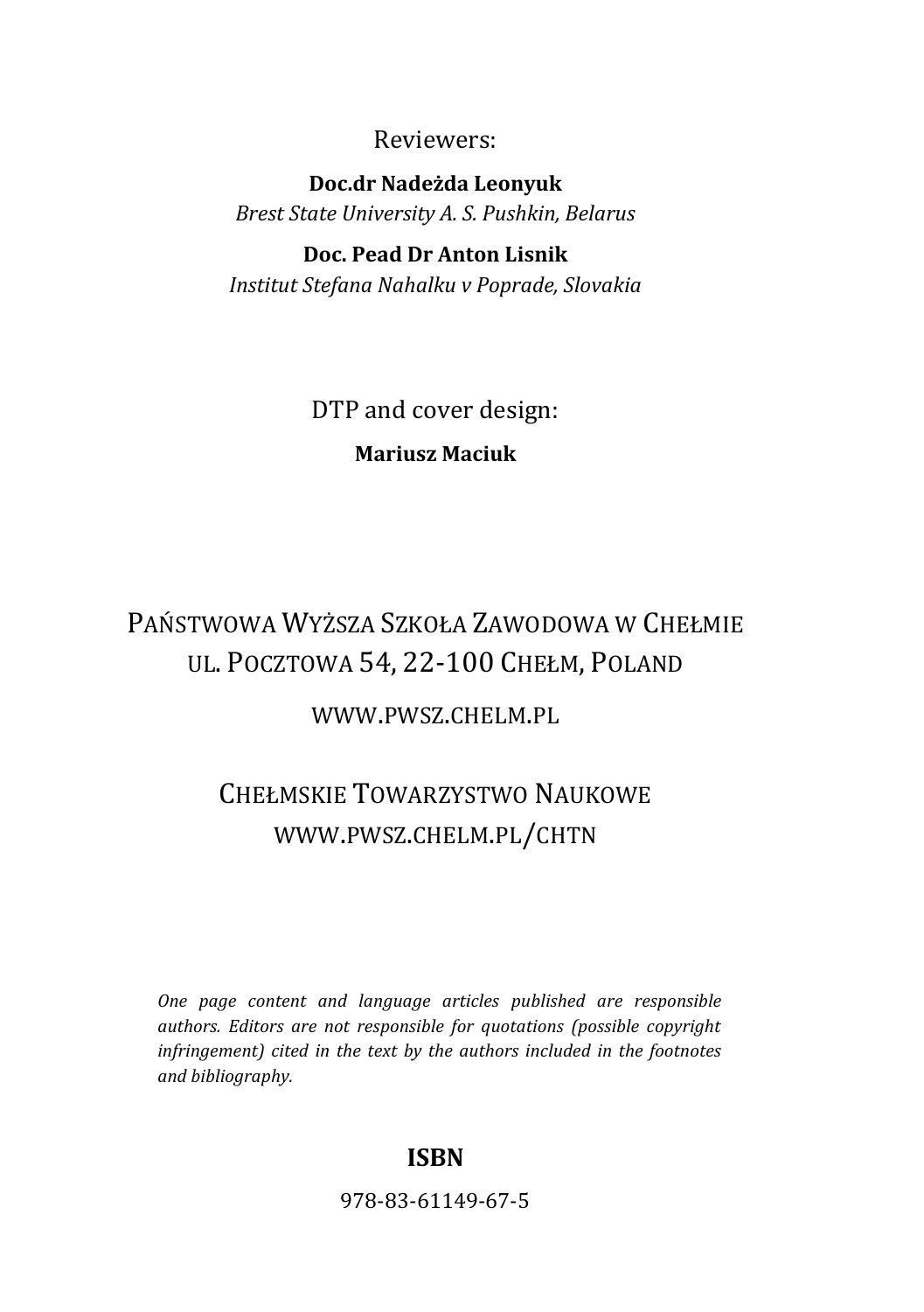Reviewers:

**Doc.dr Nadeżda Leonyuk**
*Brest State University A. S. Pushkin, Belarus*

**Doc. Pead Dr Anton Lisnik**
*Institut Stefana Nahalku v Poprade, Slovakia*

DTP and cover design:

**Mariusz Maciuk**

PAŃSTWOWA WYŻSZA SZKOŁA ZAWODOWA W CHEŁMIE
UL. POCZTOWA 54, 22-100 CHEŁM, POLAND

WWW.PWSZ.CHELM.PL

CHEŁMSKIE TOWARZYSTWO NAUKOWE
WWW.PWSZ.CHELM.PL/CHTN

*One page content and language articles published are responsible authors. Editors are not responsible for quotations (possible copyright infringement) cited in the text by the authors included in the footnotes and bibliography.*

**ISBN**

978-83-61149-67-5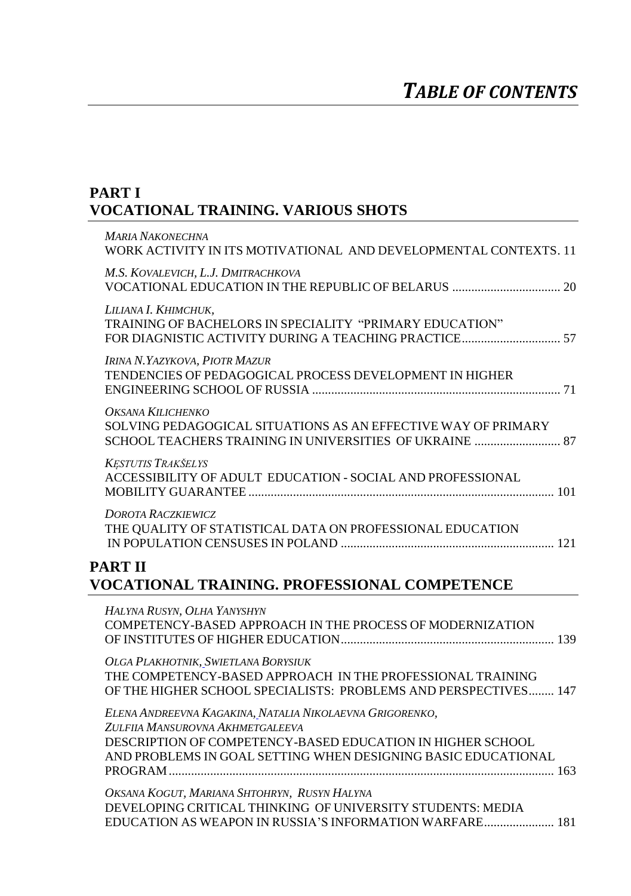# *TABLE OF CONTENTS*

## PART I
## VOCATIONAL TRAINING. VARIOUS SHOTS

*MARIA NAKONECHNA*
WORK ACTIVITY IN ITS MOTIVATIONAL AND DEVELOPMENTAL CONTEXTS. 11

*M.S. KOVALEVICH, L.J. DMITRACHKOVA*
VOCATIONAL EDUCATION IN THE REPUBLIC OF BELARUS .................................. 20

*LILIANA I. KHIMCHUK,*
TRAINING OF BACHELORS IN SPECIALITY "PRIMARY EDUCATION"
FOR DIAGNISTIC ACTIVITY DURING A TEACHING PRACTICE............................... 57

*IRINA N.YAZYKOVA, PIOTR MAZUR*
TENDENCIES OF PEDAGOGICAL PROCESS DEVELOPMENT IN HIGHER
ENGINEERING SCHOOL OF RUSSIA .............................................................................. 71

*OKSANA KILICHENKO*
SOLVING PEDAGOGICAL SITUATIONS AS AN EFFECTIVE WAY OF PRIMARY
SCHOOL TEACHERS TRAINING IN UNIVERSITIES OF UKRAINE ........................... 87

*KĘSTUTIS TRAKŠELYS*
ACCESSIBILITY OF ADULT EDUCATION - SOCIAL AND PROFESSIONAL
MOBILITY GUARANTEE ............................................................................................... 101

*DOROTA RACZKIEWICZ*
THE QUALITY OF STATISTICAL DATA ON PROFESSIONAL EDUCATION
IN POPULATION CENSUSES IN POLAND .................................................................. 121

## PART II
## VOCATIONAL TRAINING. PROFESSIONAL COMPETENCE

*HALYNA RUSYN, OLHA YANYSHYN*
COMPETENCY-BASED APPROACH IN THE PROCESS OF MODERNIZATION
OF INSTITUTES OF HIGHER EDUCATION.................................................................. 139

*OLGA PLAKHOTNIK, SWIETLANA BORYSIUK*
THE COMPETENCY-BASED APPROACH IN THE PROFESSIONAL TRAINING
OF THE HIGHER SCHOOL SPECIALISTS: PROBLEMS AND PERSPECTIVES........ 147

*ELENA ANDREEVNA KAGAKINA, NATALIA NIKOLAEVNA GRIGORENKO,*
*ZULFIIA MANSUROVNA AKHMETGALEEVA*
DESCRIPTION OF COMPETENCY-BASED EDUCATION IN HIGHER SCHOOL
AND PROBLEMS IN GOAL SETTING WHEN DESIGNING BASIC EDUCATIONAL
PROGRAM ....................................................................................................................... 163

*OKSANA KOGUT, MARIANA SHTOHRYN, RUSYN HALYNA*
DEVELOPING CRITICAL THINKING OF UNIVERSITY STUDENTS: MEDIA
EDUCATION AS WEAPON IN RUSSIA'S INFORMATION WARFARE...................... 181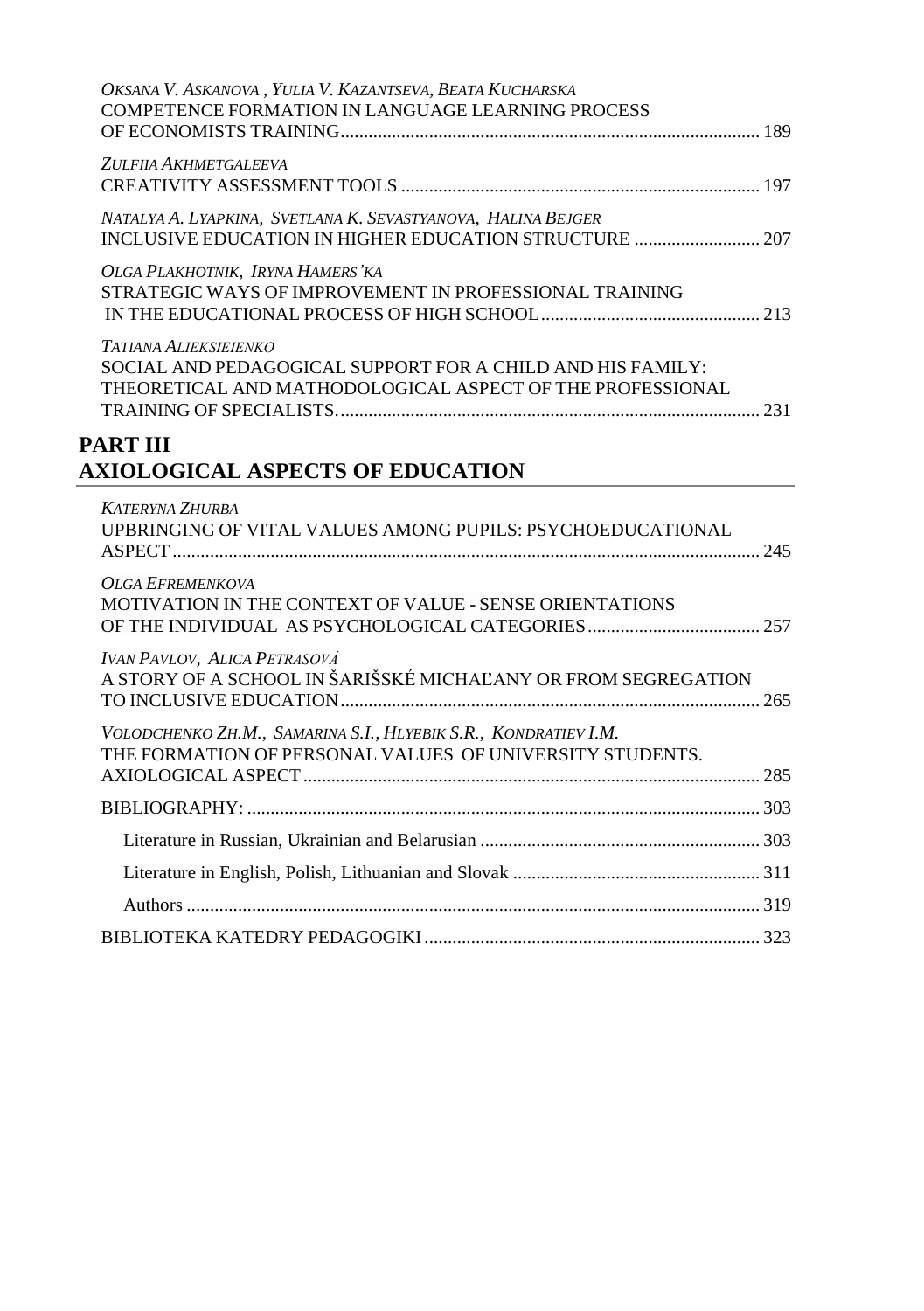*Oksana V. Askanova , Yulia V. Kazantseva, Beata Kucharska*
COMPETENCE FORMATION IN LANGUAGE LEARNING PROCESS OF ECONOMISTS TRAINING ........ 189

*Zulfiia Akhmetgaleeva*
CREATIVITY ASSESSMENT TOOLS ........ 197

*Natalya A. Lyapkina, Svetlana K. Sevastyanova, Halina Bejger*
INCLUSIVE EDUCATION IN HIGHER EDUCATION STRUCTURE ........ 207

*Olga Plakhotnik, Iryna Hamers'ka*
STRATEGIC WAYS OF IMPROVEMENT IN PROFESSIONAL TRAINING IN THE EDUCATIONAL PROCESS OF HIGH SCHOOL ........ 213

*Tatiana Alieksieienko*
SOCIAL AND PEDAGOGICAL SUPPORT FOR A CHILD AND HIS FAMILY: THEORETICAL AND MATHODOLOGICAL ASPECT OF THE PROFESSIONAL TRAINING OF SPECIALISTS. ........ 231

## PART III
## AXIOLOGICAL ASPECTS OF EDUCATION

*Kateryna Zhurba*
UPBRINGING OF VITAL VALUES AMONG PUPILS: PSYCHOEDUCATIONAL ASPECT ........ 245

*Olga Efremenkova*
MOTIVATION IN THE CONTEXT OF VALUE - SENSE ORIENTATIONS OF THE INDIVIDUAL AS PSYCHOLOGICAL CATEGORIES ........ 257

*Ivan Pavlov, Alica Petrasová*
A STORY OF A SCHOOL IN ŠARIŠSKÉ MICHAĽANY OR FROM SEGREGATION TO INCLUSIVE EDUCATION ........ 265

*Volodchenko Zh.M., Samarina S.I., Hlyebik S.R., Kondratiev I.M.*
THE FORMATION OF PERSONAL VALUES OF UNIVERSITY STUDENTS. AXIOLOGICAL ASPECT ........ 285

BIBLIOGRAPHY: ........ 303

- Literature in Russian, Ukrainian and Belarusian ........ 303
- Literature in English, Polish, Lithuanian and Slovak ........ 311
- Authors ........ 319

BIBLIOTEKA KATEDRY PEDAGOGIKI ........ 323